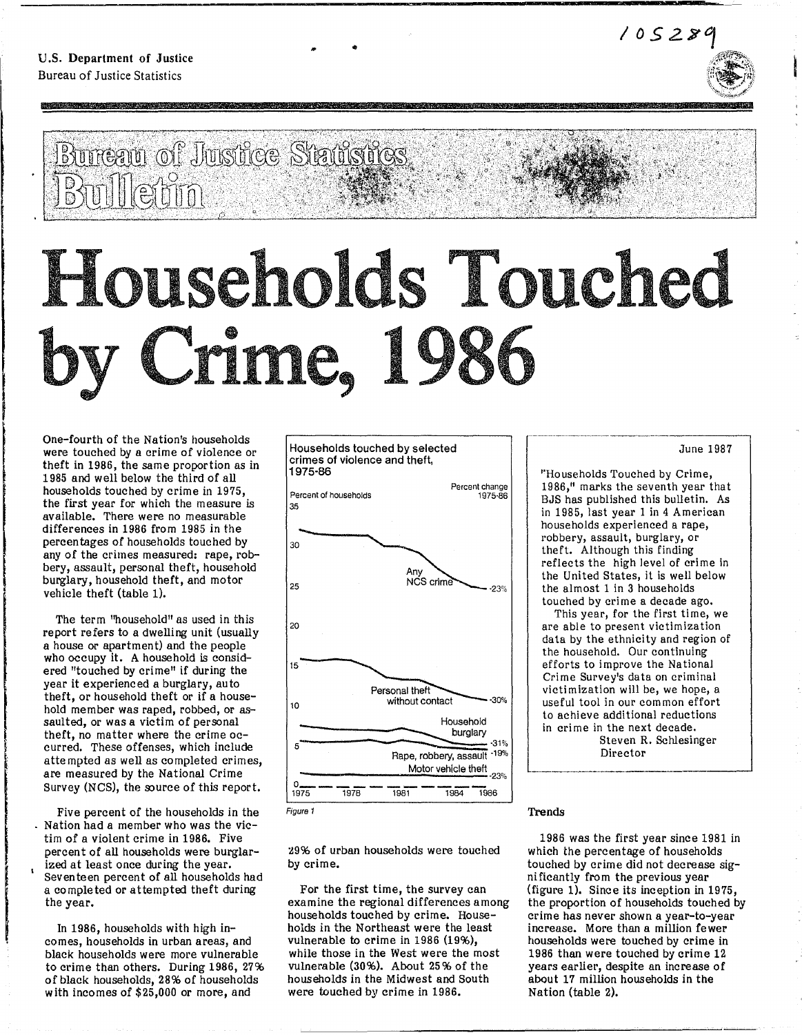105289

U.S. Department of Justice
Bureau of Justice Statistics

Bureau of Justice Statistics Bulletin

# Households Touched by Crime, 1986

One-fourth of the Nation's households were touched by a crime of violence or theft in 1986, the same proportion as in 1985 and well below the third of all households touched by crime in 1975, the first year for which the measure is available. There were no measurable differences in 1986 from 1985 in the percentages of households touched by any of the crimes measured: rape, robbery, assault, personal theft, household burglary, household theft, and motor vehicle theft (table 1).

The term "household" as used in this report refers to a dwelling unit (usually a house or apartment) and the people who occupy it. A household is considered "touched by crime" if during the year it experienced a burglary, auto theft, or household theft or if a household member was raped, robbed, or assaulted, or was a victim of personal theft, no matter where the crime occurred. These offenses, which include attempted as well as completed crimes, are measured by the National Crime Survey (NCS), the source of this report.

Five percent of the households in the Nation had a member who was the victim of a violent crime in 1986. Five percent of all households were burglarized at least once during the year. Seventeen percent of all households had a completed or attempted theft during the year.

In 1986, households with high incomes, households in urban areas, and black households were more vulnerable to crime than others. During 1986, 27% of black households, 28% of households with incomes of $25,000 or more, and 29% of urban households were touched by crime.

For the first time, the survey can examine the regional differences among households touched by crime. Households in the Northeast were the least vulnerable to crime in 1986 (19%), while those in the West were the most vulnerable (30%). About 25% of the households in the Midwest and South were touched by crime in 1986.

Households touched by selected crimes of violence and theft, 1975-86

Percent of households (0–35), 1975–1986. Percent change 1975-86:

| Series | Percent change 1975-86 |
|---|---|
| Any NCS crime | -23% |
| Personal theft without contact | -30% |
| Household burglary | -31% |
| Rape, robbery, assault | -19% |
| Motor vehicle theft | -23% |

Figure 1

June 1987

"Households Touched by Crime, 1986," marks the seventh year that BJS has published this bulletin. As in 1985, last year 1 in 4 American households experienced a rape, robbery, assault, burglary, or theft. Although this finding reflects the high level of crime in the United States, it is well below the almost 1 in 3 households touched by crime a decade ago.

This year, for the first time, we are able to present victimization data by the ethnicity and region of the household. Our continuing efforts to improve the National Crime Survey's data on criminal victimization will be, we hope, a useful tool in our common effort to achieve additional reductions in crime in the next decade.

Steven R. Schlesinger
Director

## Trends

1986 was the first year since 1981 in which the percentage of households touched by crime did not decrease significantly from the previous year (figure 1). Since its inception in 1975, the proportion of households touched by crime has never shown a year-to-year increase. More than a million fewer households were touched by crime in 1986 than were touched by crime 12 years earlier, despite an increase of about 17 million households in the Nation (table 2).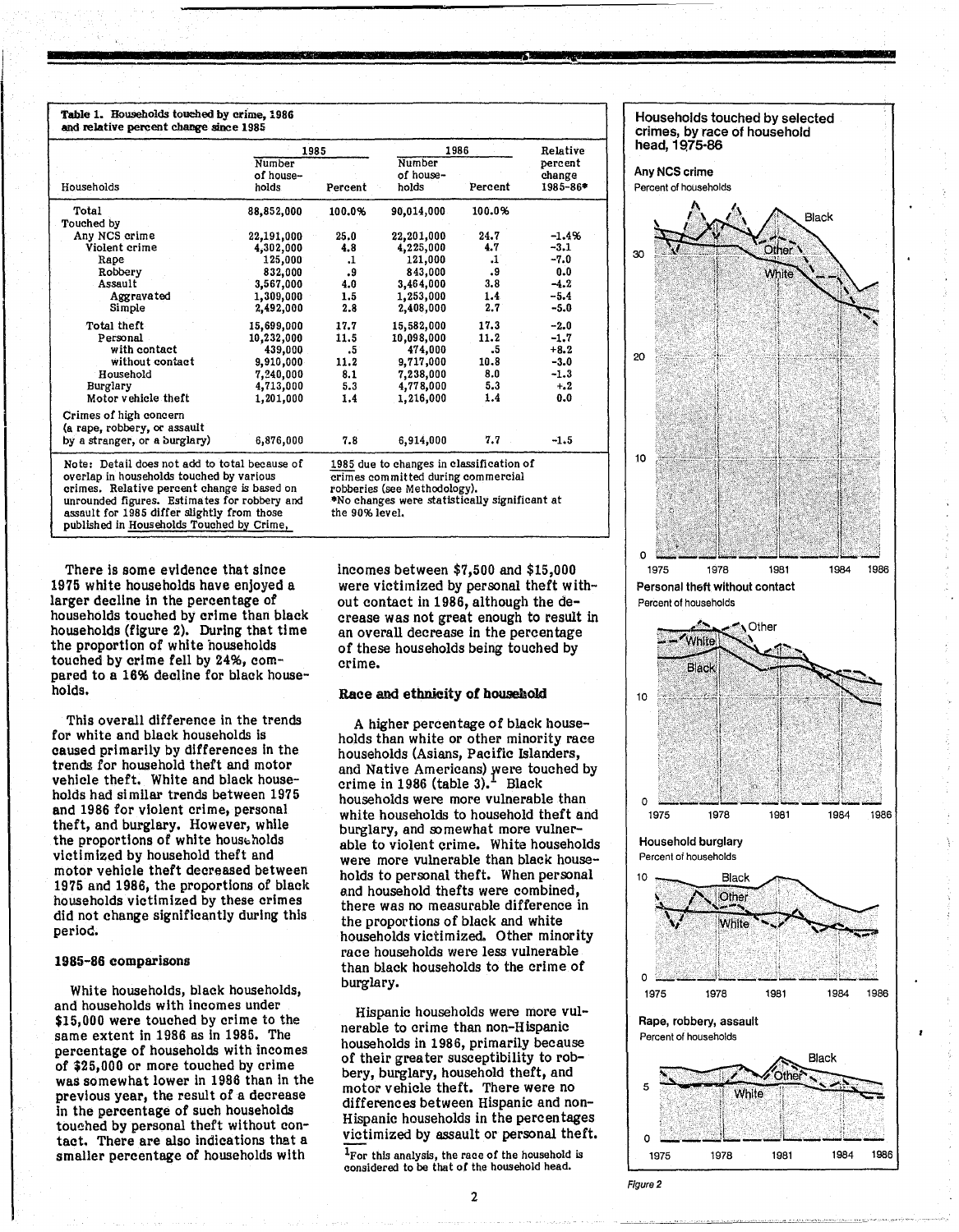**Table 1. Households touched by crime, 1986 and relative percent change since 1985**

| Households | 1985 | | 1986 | | Relative percent change 1985-86* |
|---|---|---|---|---|---|
| | Number of households | Percent | Number of households | Percent | |
| Total | 88,852,000 | 100.0% | 90,014,000 | 100.0% | |
| Touched by | | | | | |
| Any NCS crime | 22,191,000 | 25.0 | 22,201,000 | 24.7 | -1.4% |
| Violent crime | 4,302,000 | 4.8 | 4,225,000 | 4.7 | -3.1 |
| Rape | 125,000 | .1 | 121,000 | .1 | -7.0 |
| Robbery | 832,000 | .9 | 843,000 | .9 | 0.0 |
| Assault | 3,567,000 | 4.0 | 3,464,000 | 3.8 | -4.2 |
| Aggravated | 1,309,000 | 1.5 | 1,253,000 | 1.4 | -5.4 |
| Simple | 2,492,000 | 2.8 | 2,408,000 | 2.7 | -5.0 |
| Total theft | 15,699,000 | 17.7 | 15,582,000 | 17.3 | -2.0 |
| Personal | 10,232,000 | 11.5 | 10,098,000 | 11.2 | -1.7 |
| with contact | 439,000 | .5 | 474,000 | .5 | +8.2 |
| without contact | 9,910,000 | 11.2 | 9,717,000 | 10.8 | -3.0 |
| Household | 7,240,000 | 8.1 | 7,238,000 | 8.0 | -1.3 |
| Burglary | 4,713,000 | 5.3 | 4,778,000 | 5.3 | +.2 |
| Motor vehicle theft | 1,201,000 | 1.4 | 1,216,000 | 1.4 | 0.0 |
| Crimes of high concern (a rape, robbery, or assault by a stranger, or a burglary) | 6,876,000 | 7.8 | 6,914,000 | 7.7 | -1.5 |

Note: Detail does not add to total because of overlap in households touched by various crimes. Relative percent change is based on unrounded figures. Estimates for robbery and assault for 1985 differ slightly from those published in Households Touched by Crime, 1985 due to changes in classification of crimes committed during commercial robberies (see Methodology).
*No changes were statistically significant at the 90% level.

There is some evidence that since 1975 white households have enjoyed a larger decline in the percentage of households touched by crime than black households (figure 2). During that time the proportion of white households touched by crime fell by 24%, compared to a 16% decline for black households.

This overall difference in the trends for white and black households is caused primarily by differences in the trends for household theft and motor vehicle theft. White and black households had similar trends between 1975 and 1986 for violent crime, personal theft, and burglary. However, while the proportions of white households victimized by household theft and motor vehicle theft decreased between 1975 and 1986, the proportions of black households victimized by these crimes did not change significantly during this period.

### 1985-86 comparisons

White households, black households, and households with incomes under $15,000 were touched by crime to the same extent in 1986 as in 1985. The percentage of households with incomes of $25,000 or more touched by crime was somewhat lower in 1986 than in the previous year, the result of a decrease in the percentage of such households touched by personal theft without contact. There are also indications that a smaller percentage of households with incomes between $7,500 and $15,000 were victimized by personal theft without contact in 1986, although the decrease was not great enough to result in an overall decrease in the percentage of these households being touched by crime.

### Race and ethnicity of household

A higher percentage of black households than white or other minority race households (Asians, Pacific Islanders, and Native Americans) were touched by crime in 1986 (table 3).[1] Black households were more vulnerable than white households to household theft and burglary, and somewhat more vulnerable to violent crime. White households were more vulnerable than black households to personal theft. When personal and household thefts were combined, there was no measurable difference in the proportions of black and white households victimized. Other minority race households were less vulnerable than black households to the crime of burglary.

Hispanic households were more vulnerable to crime than non-Hispanic households in 1986, primarily because of their greater susceptibility to robbery, burglary, household theft, and motor vehicle theft. There were no differences between Hispanic and non-Hispanic households in the percentages victimized by assault or personal theft.

[1] For this analysis, the race of the household is considered to be that of the household head.

**Households touched by selected crimes, by race of household head, 1975-86**

Any NCS crime — Percent of households

Personal theft without contact — Percent of households

Household burglary — Percent of households

Rape, robbery, assault — Percent of households

Figure 2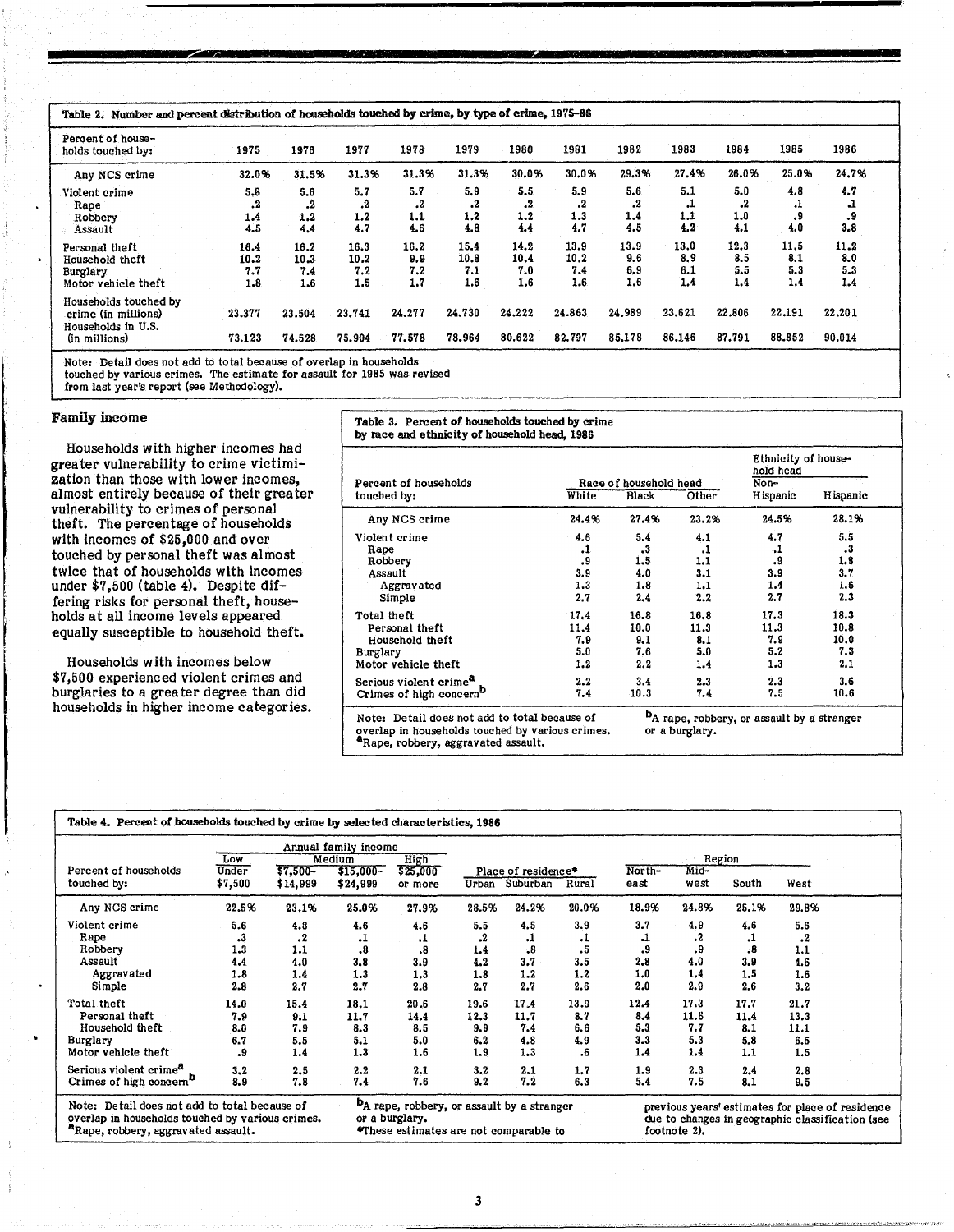**Table 2. Number and percent distribution of households touched by crime, by type of crime, 1975-86**

| Percent of households touched by: | 1975 | 1976 | 1977 | 1978 | 1979 | 1980 | 1981 | 1982 | 1983 | 1984 | 1985 | 1986 |
|---|---|---|---|---|---|---|---|---|---|---|---|---|
| Any NCS crime | 32.0% | 31.5% | 31.3% | 31.3% | 31.3% | 30.0% | 30.0% | 29.3% | 27.4% | 26.0% | 25.0% | 24.7% |
| Violent crime | 5.8 | 5.6 | 5.7 | 5.7 | 5.9 | 5.5 | 5.9 | 5.6 | 5.1 | 5.0 | 4.8 | 4.7 |
| Rape | .2 | .2 | .2 | .2 | .2 | .2 | .2 | .2 | .1 | .2 | .1 | .1 |
| Robbery | 1.4 | 1.2 | 1.2 | 1.1 | 1.2 | 1.2 | 1.3 | 1.4 | 1.1 | 1.0 | .9 | .9 |
| Assault | 4.5 | 4.4 | 4.7 | 4.6 | 4.8 | 4.4 | 4.7 | 4.5 | 4.2 | 4.1 | 4.0 | 3.8 |
| Personal theft | 16.4 | 16.2 | 16.3 | 16.2 | 15.4 | 14.2 | 13.9 | 13.9 | 13.0 | 12.3 | 11.5 | 11.2 |
| Household theft | 10.2 | 10.3 | 10.2 | 9.9 | 10.8 | 10.4 | 10.2 | 9.6 | 8.9 | 8.5 | 8.1 | 8.0 |
| Burglary | 7.7 | 7.4 | 7.2 | 7.2 | 7.1 | 7.0 | 7.4 | 6.9 | 6.1 | 5.5 | 5.3 | 5.3 |
| Motor vehicle theft | 1.8 | 1.6 | 1.5 | 1.7 | 1.6 | 1.6 | 1.6 | 1.6 | 1.4 | 1.4 | 1.4 | 1.4 |
| Households touched by crime (in millions) | 23.377 | 23.504 | 23.741 | 24.277 | 24.730 | 24.222 | 24.863 | 24.989 | 23.621 | 22.806 | 22.191 | 22.201 |
| Households in U.S. (in millions) | 73.123 | 74.528 | 75.904 | 77.578 | 78.964 | 80.622 | 82.797 | 85.178 | 86.146 | 87.791 | 88.852 | 90.014 |

Note: Detail does not add to total because of overlap in households touched by various crimes. The estimate for assault for 1985 was revised from last year's report (see Methodology).

## Family income

Households with higher incomes had greater vulnerability to crime victimization than those with lower incomes, almost entirely because of their greater vulnerability to crimes of personal theft. The percentage of households with incomes of $25,000 and over touched by personal theft was almost twice that of households with incomes under $7,500 (table 4). Despite differing risks for personal theft, households at all income levels appeared equally susceptible to household theft.

Households with incomes below $7,500 experienced violent crimes and burglaries to a greater degree than did households in higher income categories.

**Table 3. Percent of households touched by crime by race and ethnicity of household head, 1986**

| Percent of households touched by: | Race of household head | | | Ethnicity of household head | |
|---|---|---|---|---|---|
| | White | Black | Other | Non-Hispanic | Hispanic |
| Any NCS crime | 24.4% | 27.4% | 23.2% | 24.5% | 28.1% |
| Violent crime | 4.6 | 5.4 | 4.1 | 4.7 | 5.5 |
| Rape | .1 | .3 | .1 | .1 | .3 |
| Robbery | .9 | 1.5 | 1.1 | .9 | 1.8 |
| Assault | 3.9 | 4.0 | 3.1 | 3.9 | 3.7 |
| Aggravated | 1.3 | 1.8 | 1.1 | 1.4 | 1.6 |
| Simple | 2.7 | 2.4 | 2.2 | 2.7 | 2.3 |
| Total theft | 17.4 | 16.8 | 16.8 | 17.3 | 18.3 |
| Personal theft | 11.4 | 10.0 | 11.3 | 11.3 | 10.8 |
| Household theft | 7.9 | 9.1 | 8.1 | 7.9 | 10.0 |
| Burglary | 5.0 | 7.6 | 5.0 | 5.2 | 7.3 |
| Motor vehicle theft | 1.2 | 2.2 | 1.4 | 1.3 | 2.1 |
| Serious violent crime[a] | 2.2 | 3.4 | 2.3 | 2.3 | 3.6 |
| Crimes of high concern[b] | 7.4 | 10.3 | 7.4 | 7.5 | 10.6 |

Note: Detail does not add to total because of overlap in households touched by various crimes.
[a]Rape, robbery, aggravated assault.
[b]A rape, robbery, or assault by a stranger or a burglary.

**Table 4. Percent of households touched by crime by selected characteristics, 1986**

| Percent of households touched by: | Annual family income: Low, Under $7,500 | Medium, $7,500-$14,999 | Medium, $15,000-$24,999 | High, $25,000 or more | Place of residence*: Urban | Suburban | Rural | Region: Northeast | Midwest | South | West |
|---|---|---|---|---|---|---|---|---|---|---|---|
| Any NCS crime | 22.5% | 23.1% | 25.0% | 27.9% | 28.5% | 24.2% | 20.0% | 18.9% | 24.8% | 25.1% | 29.8% |
| Violent crime | 5.6 | 4.8 | 4.6 | 4.6 | 5.5 | 4.5 | 3.9 | 3.7 | 4.9 | 4.6 | 5.6 |
| Rape | .3 | .2 | .1 | .1 | .2 | .1 | .1 | .1 | .2 | .1 | .2 |
| Robbery | 1.3 | 1.1 | .8 | .8 | 1.4 | .8 | .5 | .9 | .9 | .8 | 1.1 |
| Assault | 4.4 | 4.0 | 3.8 | 3.9 | 4.2 | 3.7 | 3.5 | 2.8 | 4.0 | 3.9 | 4.6 |
| Aggravated | 1.8 | 1.4 | 1.3 | 1.3 | 1.8 | 1.2 | 1.2 | 1.0 | 1.4 | 1.5 | 1.6 |
| Simple | 2.8 | 2.7 | 2.7 | 2.8 | 2.7 | 2.7 | 2.6 | 2.0 | 2.9 | 2.6 | 3.2 |
| Total theft | 14.0 | 15.4 | 18.1 | 20.6 | 19.6 | 17.4 | 13.9 | 12.4 | 17.3 | 17.7 | 21.7 |
| Personal theft | 7.9 | 9.1 | 11.7 | 14.4 | 12.3 | 11.7 | 8.7 | 8.4 | 11.6 | 11.4 | 13.3 |
| Household theft | 8.0 | 7.9 | 8.3 | 8.5 | 9.9 | 7.4 | 6.6 | 5.3 | 7.7 | 8.1 | 11.1 |
| Burglary | 6.7 | 5.5 | 5.1 | 5.0 | 6.2 | 4.8 | 4.9 | 3.3 | 5.3 | 5.8 | 6.5 |
| Motor vehicle theft | .9 | 1.4 | 1.3 | 1.6 | 1.9 | 1.3 | .6 | 1.4 | 1.4 | 1.1 | 1.5 |
| Serious violent crime[a] | 3.2 | 2.5 | 2.2 | 2.1 | 3.2 | 2.1 | 1.7 | 1.9 | 2.3 | 2.4 | 2.8 |
| Crimes of high concern[b] | 8.9 | 7.8 | 7.4 | 7.6 | 9.2 | 7.2 | 6.3 | 5.4 | 7.5 | 8.1 | 9.5 |

Note: Detail does not add to total because of overlap in households touched by various crimes.
[a]Rape, robbery, aggravated assault.
[b]A rape, robbery, or assault by a stranger or a burglary.
*These estimates are not comparable to previous years' estimates for place of residence due to changes in geographic classification (see footnote 2).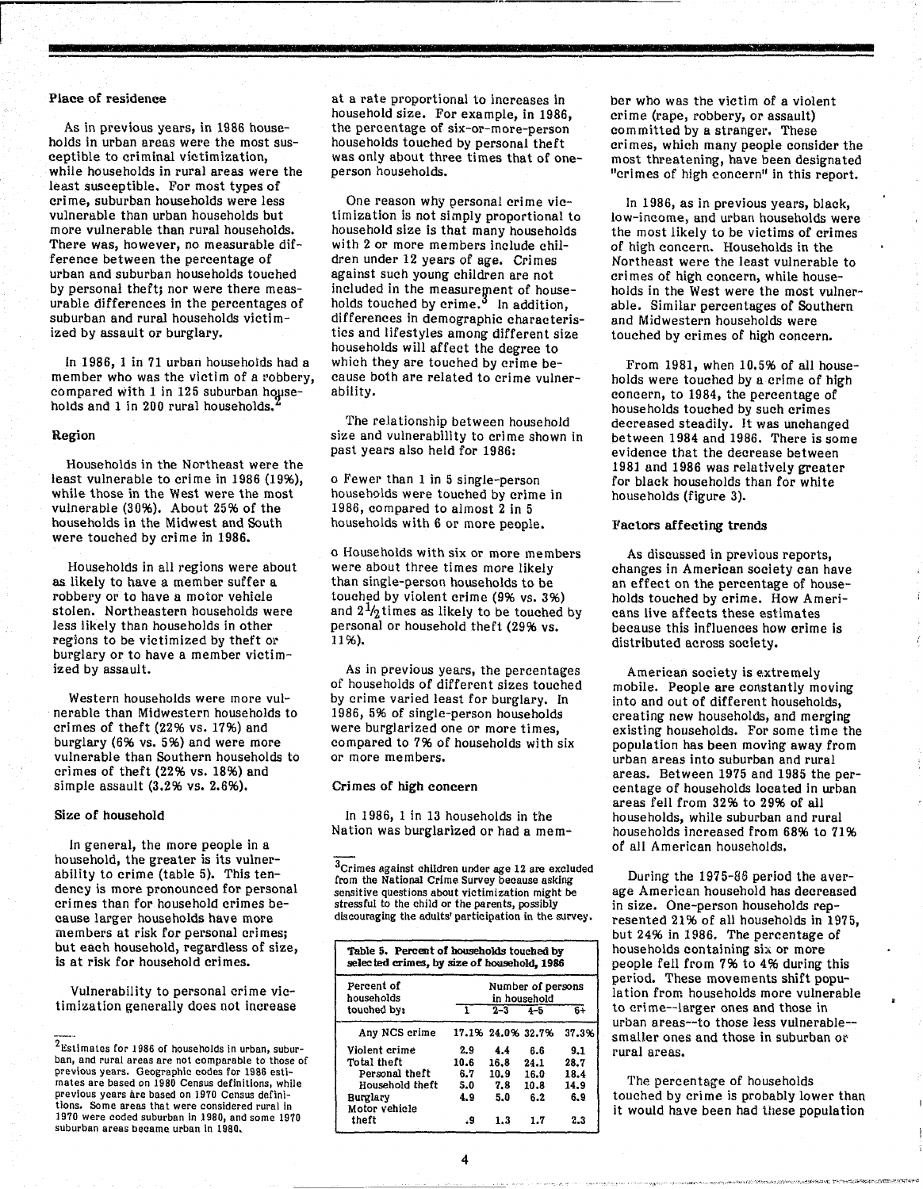### Place of residence

As in previous years, in 1986 households in urban areas were the most susceptible to criminal victimization, while households in rural areas were the least susceptible. For most types of crime, suburban households were less vulnerable than urban households but more vulnerable than rural households. There was, however, no measurable difference between the percentage of urban and suburban households touched by personal theft; nor were there measurable differences in the percentages of suburban and rural households victimized by assault or burglary.

In 1986, 1 in 71 urban households had a member who was the victim of a robbery, compared with 1 in 125 suburban households and 1 in 200 rural households.[2]

### Region

Households in the Northeast were the least vulnerable to crime in 1986 (19%), while those in the West were the most vulnerable (30%). About 25% of the households in the Midwest and South were touched by crime in 1986.

Households in all regions were about as likely to have a member suffer a robbery or to have a motor vehicle stolen. Northeastern households were less likely than households in other regions to be victimized by theft or burglary or to have a member victimized by assault.

Western households were more vulnerable than Midwestern households to crimes of theft (22% vs. 17%) and burglary (6% vs. 5%) and were more vulnerable than Southern households to crimes of theft (22% vs. 18%) and simple assault (3.2% vs. 2.6%).

### Size of household

In general, the more people in a household, the greater is its vulnerability to crime (table 5). This tendency is more pronounced for personal crimes than for household crimes because larger households have more members at risk for personal crimes; but each household, regardless of size, is at risk for household crimes.

Vulnerability to personal crime victimization generally does not increase at a rate proportional to increases in household size. For example, in 1986, the percentage of six-or-more-person households touched by personal theft was only about three times that of one-person households.

One reason why personal crime victimization is not simply proportional to household size is that many households with 2 or more members include children under 12 years of age. Crimes against such young children are not included in the measurement of households touched by crime.[3] In addition, differences in demographic characteristics and lifestyles among different size households will affect the degree to which they are touched by crime because both are related to crime vulnerability.

The relationship between household size and vulnerability to crime shown in past years also held for 1986:

- Fewer than 1 in 5 single-person households were touched by crime in 1986, compared to almost 2 in 5 households with 6 or more people.
- Households with six or more members were about three times more likely than single-person households to be touched by violent crime (9% vs. 3%) and $2\frac{1}{2}$ times as likely to be touched by personal or household theft (29% vs. 11%).

As in previous years, the percentages of households of different sizes touched by crime varied least for burglary. In 1986, 5% of single-person households were burglarized one or more times, compared to 7% of households with six or more members.

**Table 5. Percent of households touched by selected crimes, by size of household, 1986**

| Percent of households touched by: | Number of persons in household | | | |
|---|---|---|---|---|
| | 1 | 2–3 | 4–5 | 6+ |
| Any NCS crime | 17.1% | 24.0% | 32.7% | 37.3% |
| Violent crime | 2.9 | 4.4 | 6.6 | 9.1 |
| Total theft | 10.6 | 16.8 | 24.1 | 28.7 |
| Personal theft | 6.7 | 10.9 | 16.0 | 18.4 |
| Household theft | 5.0 | 7.8 | 10.8 | 14.9 |
| Burglary | 4.9 | 5.0 | 6.2 | 6.9 |
| Motor vehicle theft | .9 | 1.3 | 1.7 | 2.3 |

### Crimes of high concern

In 1986, 1 in 13 households in the Nation was burglarized or had a member who was the victim of a violent crime (rape, robbery, or assault) committed by a stranger. These crimes, which many people consider the most threatening, have been designated "crimes of high concern" in this report.

In 1986, as in previous years, black, low-income, and urban households were the most likely to be victims of crimes of high concern. Households in the Northeast were the least vulnerable to crimes of high concern, while households in the West were the most vulnerable. Similar percentages of Southern and Midwestern households were touched by crimes of high concern.

From 1981, when 10.5% of all households were touched by a crime of high concern, to 1984, the percentage of households touched by such crimes decreased steadily. It was unchanged between 1984 and 1986. There is some evidence that the decrease between 1981 and 1986 was relatively greater for black households than for white households (figure 3).

### Factors affecting trends

As discussed in previous reports, changes in American society can have an effect on the percentage of households touched by crime. How Americans live affects these estimates because this influences how crime is distributed across society.

American society is extremely mobile. People are constantly moving into and out of different households, creating new households, and merging existing households. For some time the population has been moving away from urban areas into suburban and rural areas. Between 1975 and 1985 the percentage of households located in urban areas fell from 32% to 29% of all households, while suburban and rural households increased from 68% to 71% of all American households.

During the 1975-86 period the average American household has decreased in size. One-person households represented 21% of all households in 1975, but 24% in 1986. The percentage of households containing six or more people fell from 7% to 4% during this period. These movements shift population from households more vulnerable to crime--larger ones and those in urban areas--to those less vulnerable--smaller ones and those in suburban or rural areas.

The percentage of households touched by crime is probably lower than it would have been had these population

---

[2] Estimates for 1986 of households in urban, suburban, and rural areas are not comparable to those of previous years. Geographic codes for 1986 estimates are based on 1980 Census definitions, while previous years are based on 1970 Census definitions. Some areas that were considered rural in 1970 were coded suburban in 1980, and some 1970 suburban areas became urban in 1980.

[3] Crimes against children under age 12 are excluded from the National Crime Survey because asking sensitive questions about victimization might be stressful to the child or the parents, possibly discouraging the adults' participation in the survey.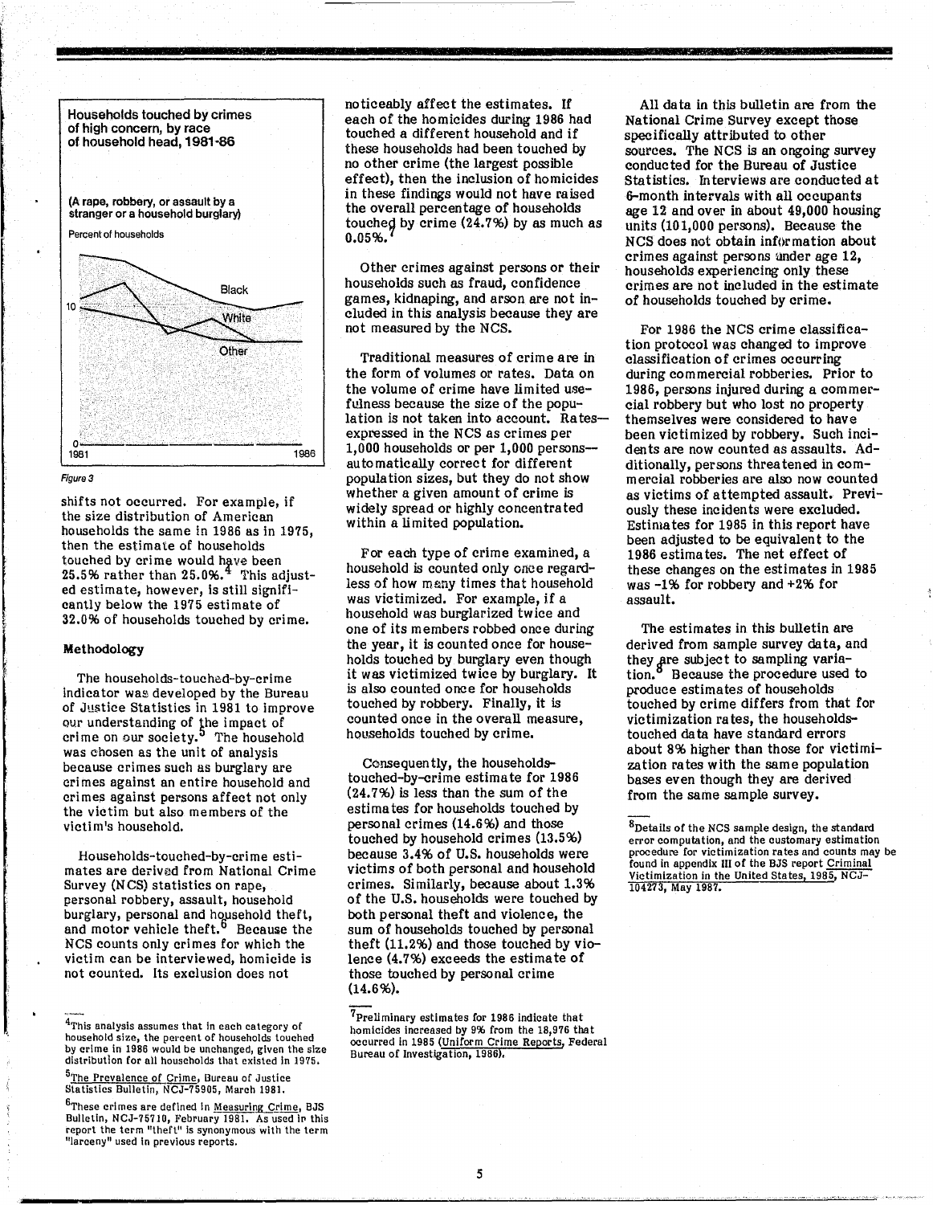**Households touched by crimes of high concern, by race of household head, 1981-86**

(A rape, robbery, or assault by a stranger or a household burglary)

Percent of households

Black

10

White

Other

0

1981 1986

*Figure 3*

shifts not occurred. For example, if the size distribution of American households the same in 1986 as in 1975, then the estimate of households touched by crime would have been 25.5% rather than 25.0%.[4] This adjusted estimate, however, is still significantly below the 1975 estimate of 32.0% of households touched by crime.

### Methodology

The households-touched-by-crime indicator was developed by the Bureau of Justice Statistics in 1981 to improve our understanding of the impact of crime on our society.[5] The household was chosen as the unit of analysis because crimes such as burglary are crimes against an entire household and crimes against persons affect not only the victim but also members of the victim's household.

Households-touched-by-crime estimates are derived from National Crime Survey (NCS) statistics on rape, personal robbery, assault, household burglary, personal and household theft, and motor vehicle theft.[6] Because the NCS counts only crimes for which the victim can be interviewed, homicide is not counted. Its exclusion does not noticeably affect the estimates. If each of the homicides during 1986 had touched a different household and if these households had been touched by no other crime (the largest possible effect), then the inclusion of homicides in these findings would not have raised the overall percentage of households touched by crime (24.7%) by as much as 0.05%.[7]

Other crimes against persons or their households such as fraud, confidence games, kidnaping, and arson are not included in this analysis because they are not measured by the NCS.

Traditional measures of crime are in the form of volumes or rates. Data on the volume of crime have limited usefulness because the size of the population is not taken into account. Rates—expressed in the NCS as crimes per 1,000 households or per 1,000 persons—automatically correct for different population sizes, but they do not show whether a given amount of crime is widely spread or highly concentrated within a limited population.

For each type of crime examined, a household is counted only once regardless of how many times that household was victimized. For example, if a household was burglarized twice and one of its members robbed once during the year, it is counted once for households touched by burglary even though it was victimized twice by burglary. It is also counted once for households touched by robbery. Finally, it is counted once in the overall measure, households touched by crime.

Consequently, the households-touched-by-crime estimate for 1986 (24.7%) is less than the sum of the estimates for households touched by personal crimes (14.6%) and those touched by household crimes (13.5%) because 3.4% of U.S. households were victims of both personal and household crimes. Similarly, because about 1.3% of the U.S. households were touched by both personal theft and violence, the sum of households touched by personal theft (11.2%) and those touched by violence (4.7%) exceeds the estimate of those touched by personal crime (14.6%).

All data in this bulletin are from the National Crime Survey except those specifically attributed to other sources. The NCS is an ongoing survey conducted for the Bureau of Justice Statistics. Interviews are conducted at 6-month intervals with all occupants age 12 and over in about 49,000 housing units (101,000 persons). Because the NCS does not obtain information about crimes against persons under age 12, households experiencing only these crimes are not included in the estimate of households touched by crime.

For 1986 the NCS crime classification protocol was changed to improve classification of crimes occurring during commercial robberies. Prior to 1986, persons injured during a commercial robbery but who lost no property themselves were considered to have been victimized by robbery. Such incidents are now counted as assaults. Additionally, persons threatened in commercial robberies are also now counted as victims of attempted assault. Previously these incidents were excluded. Estimates for 1985 in this report have been adjusted to be equivalent to the 1986 estimates. The net effect of these changes on the estimates in 1985 was -1% for robbery and +2% for assault.

The estimates in this bulletin are derived from sample survey data, and they are subject to sampling variation.[8] Because the procedure used to produce estimates of households touched by crime differs from that for victimization rates, the households-touched data have standard errors about 8% higher than those for victimization rates with the same population bases even though they are derived from the same sample survey.

---

[4]This analysis assumes that in each category of household size, the percent of households touched by crime in 1986 would be unchanged, given the size distribution for all households that existed in 1975.

[5]The Prevalence of Crime, Bureau of Justice Statistics Bulletin, NCJ-75905, March 1981.

[6]These crimes are defined in Measuring Crime, BJS Bulletin, NCJ-75710, February 1981. As used in this report the term "theft" is synonymous with the term "larceny" used in previous reports.

[7]Preliminary estimates for 1986 indicate that homicides increased by 9% from the 18,976 that occurred in 1985 (Uniform Crime Reports, Federal Bureau of Investigation, 1986).

[8]Details of the NCS sample design, the standard error computation, and the customary estimation procedure for victimization rates and counts may be found in appendix III of the BJS report Criminal Victimization in the United States, 1985, NCJ-104273, May 1987.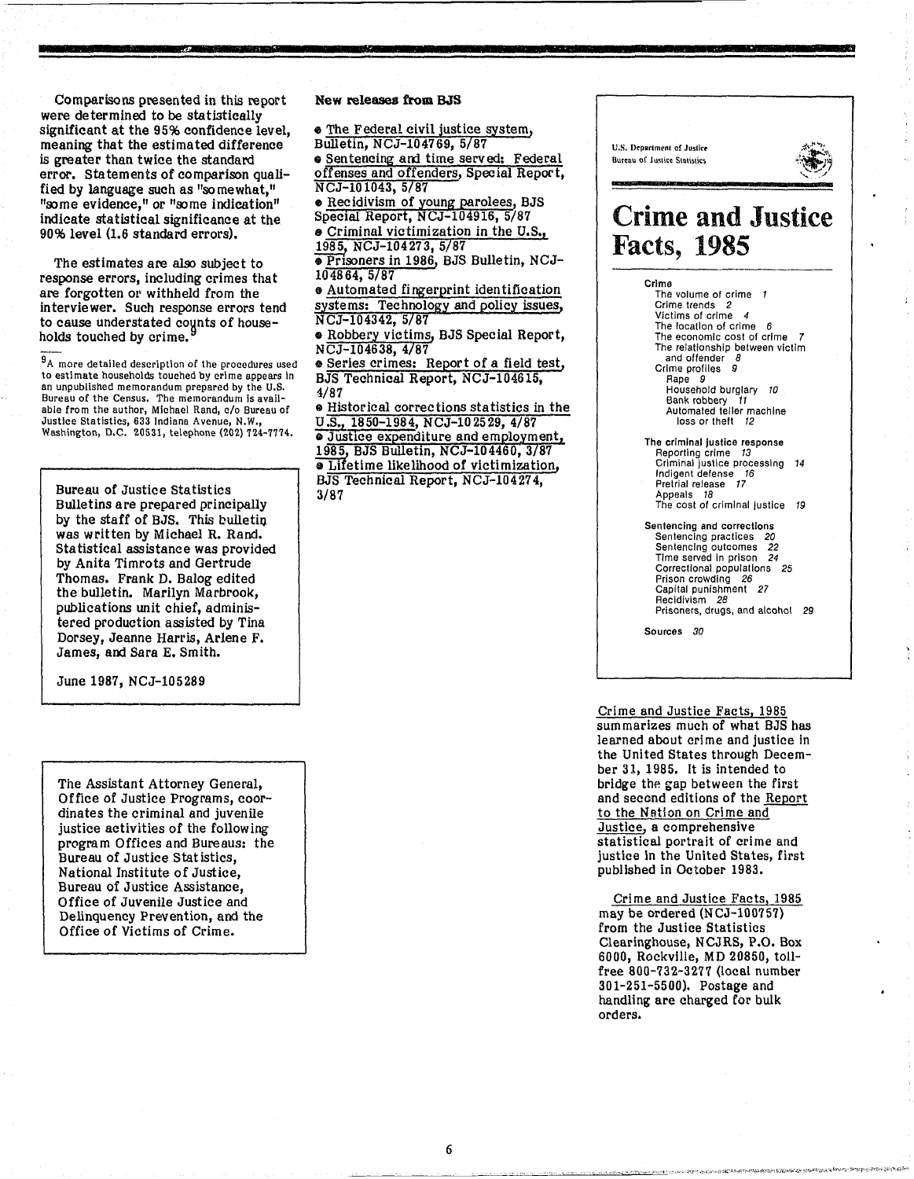Comparisons presented in this report were determined to be statistically significant at the 95% confidence level, meaning that the estimated difference is greater than twice the standard error. Statements of comparison qualified by language such as "somewhat," "some evidence," or "some indication" indicate statistical significance at the 90% level (1.6 standard errors).

The estimates are also subject to response errors, including crimes that are forgotten or withheld from the interviewer. Such response errors tend to cause understated counts of households touched by crime.[9]

---

[9]A more detailed description of the procedures used to estimate households touched by crime appears in an unpublished memorandum prepared by the U.S. Bureau of the Census. The memorandum is available from the author, Michael Rand, c/o Bureau of Justice Statistics, 633 Indiana Avenue, N.W., Washington, D.C. 20531, telephone (202) 724-7774.

Bureau of Justice Statistics Bulletins are prepared principally by the staff of BJS. This bulletin was written by Michael R. Rand. Statistical assistance was provided by Anita Timrots and Gertrude Thomas. Frank D. Balog edited the bulletin. Marilyn Marbrook, publications unit chief, administered production assisted by Tina Dorsey, Jeanne Harris, Arlene F. James, and Sara E. Smith.

June 1987, NCJ-105289

The Assistant Attorney General, Office of Justice Programs, coordinates the criminal and juvenile justice activities of the following program Offices and Bureaus: the Bureau of Justice Statistics, National Institute of Justice, Bureau of Justice Assistance, Office of Juvenile Justice and Delinquency Prevention, and the Office of Victims of Crime.

**New releases from BJS**

- The Federal civil justice system, Bulletin, NCJ-104769, 5/87
- Sentencing and time served: Federal offenses and offenders, Special Report, NCJ-101043, 5/87
- Recidivism of young parolees, BJS Special Report, NCJ-104916, 5/87
- Criminal victimization in the U.S., 1985, NCJ-104273, 5/87
- Prisoners in 1986, BJS Bulletin, NCJ-104864, 5/87
- Automated fingerprint identification systems: Technology and policy issues, NCJ-104342, 5/87
- Robbery victims, BJS Special Report, NCJ-104638, 4/87
- Series crimes: Report of a field test, BJS Technical Report, NCJ-104615, 4/87
- Historical corrections statistics in the U.S., 1850-1984, NCJ-102529, 4/87
- Justice expenditure and employment, 1985, BJS Bulletin, NCJ-104460, 3/87
- Lifetime likelihood of victimization, BJS Technical Report, NCJ-104274, 3/87

U.S. Department of Justice
Bureau of Justice Statistics

# Crime and Justice Facts, 1985

**Crime**
- The volume of crime 1
- Crime trends 2
- Victims of crime 4
- The location of crime 6
- The economic cost of crime 7
- The relationship between victim and offender 8
- Crime profiles 9
  - Rape 9
  - Household burglary 10
  - Bank robbery 11
  - Automated teller machine loss or theft 12

**The criminal justice response**
- Reporting crime 13
- Criminal justice processing 14
- Indigent defense 16
- Pretrial release 17
- Appeals 18
- The cost of criminal justice 19

**Sentencing and corrections**
- Sentencing practices 20
- Sentencing outcomes 22
- Time served in prison 24
- Correctional populations 25
- Prison crowding 26
- Capital punishment 27
- Recidivism 28
- Prisoners, drugs, and alcohol 29

**Sources** 30

Crime and Justice Facts, 1985 summarizes much of what BJS has learned about crime and justice in the United States through December 31, 1985. It is intended to bridge the gap between the first and second editions of the Report to the Nation on Crime and Justice, a comprehensive statistical portrait of crime and justice in the United States, first published in October 1983.

Crime and Justice Facts, 1985 may be ordered (NCJ-100757) from the Justice Statistics Clearinghouse, NCJRS, P.O. Box 6000, Rockville, MD 20850, toll-free 800-732-3277 (local number 301-251-5500). Postage and handling are charged for bulk orders.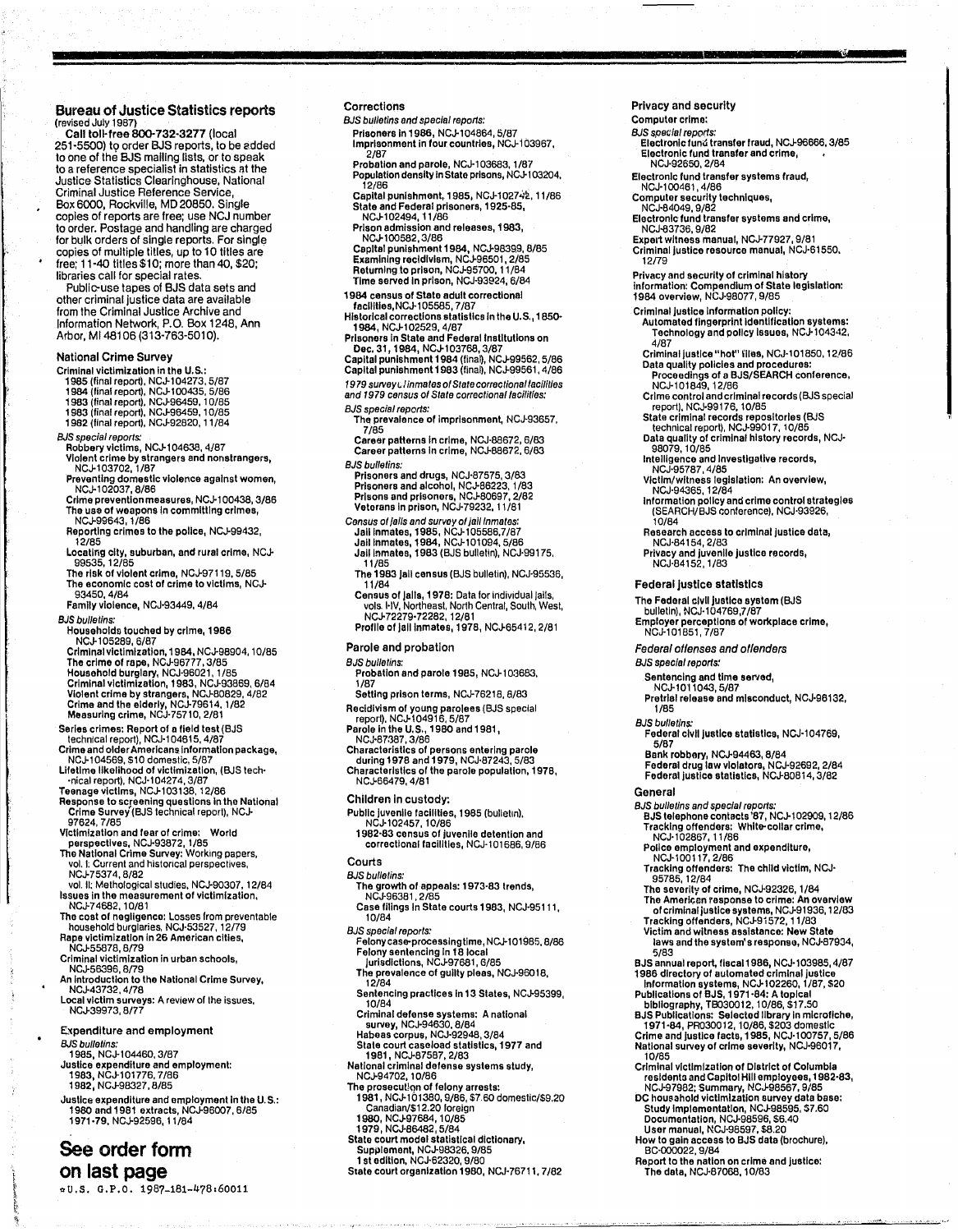## Bureau of Justice Statistics reports

(revised July 1987)

**Call toll-free 800-732-3277** (local 251-5500) to order BJS reports, to be added to one of the BJS mailing lists, or to speak to a reference specialist in statistics at the Justice Statistics Clearinghouse, National Criminal Justice Reference Service, Box 6000, Rockville, MD 20850. Single copies of reports are free; use NCJ number to order. Postage and handling are charged for bulk orders of single reports. For single copies of multiple titles, up to 10 titles are free; 11-40 titles $10; more than 40, $20; libraries call for special rates.

Public-use tapes of BJS data sets and other criminal justice data are available from the Criminal Justice Archive and Information Network, P.O. Box 1248, Ann Arbor, MI 48106 (313-763-5010).

### National Crime Survey

**Criminal victimization in the U.S.:**
- 1985 (final report), NCJ-104273, 5/87
- 1984 (final report), NCJ-100435, 5/86
- 1983 (final report), NCJ-96459, 10/85
- 1983 (final report), NCJ-96459, 10/85
- 1982 (final report), NCJ-92820, 11/84

*BJS special reports:*
- Robbery victims, NCJ-104638, 4/87
- Violent crime by strangers and nonstrangers, NCJ-103702, 1/87
- Preventing domestic violence against women, NCJ-102037, 8/86
- Crime prevention measures, NCJ-100438, 3/86
- The use of weapons in committing crimes, NCJ-99643, 1/86
- Reporting crimes to the police, NCJ-99432, 12/85
- Locating city, suburban, and rural crime, NCJ-99535, 12/85
- The risk of violent crime, NCJ-97119, 5/85
- The economic cost of crime to victims, NCJ-93450, 4/84
- Family violence, NCJ-93449, 4/84

*BJS bulletins:*
- Households touched by crime, 1986 NCJ-105289, 6/87
- Criminal victimization, 1984, NCJ-98904, 10/85
- The crime of rape, NCJ-96777, 3/85
- Household burglary, NCJ-96021, 1/85
- Criminal victimization, 1983, NCJ-93869, 6/84
- Violent crime by strangers, NCJ-80829, 4/82
- Crime and the elderly, NCJ-79614, 1/82
- Measuring crime, NCJ-75710, 2/81

Series crimes: Report of a field test (BJS technical report), NCJ-104615, 4/87

Crime and older Americans information package, NCJ-104569, $10 domestic, 5/87

Lifetime likelihood of victimization, (BJS technical report), NCJ-104274, 3/87

Teenage victims, NCJ-103138, 12/86

Response to screening questions in the National Crime Survey (BJS technical report), NCJ-97624, 7/85

Victimization and fear of crime: World perspectives, NCJ-93872, 1/85

The National Crime Survey: Working papers,
- vol. I: Current and historical perspectives, NCJ-75374, 8/82
- vol. II: Methological studies, NCJ-90307, 12/84

Issues in the measurement of victimization, NCJ-74682, 10/81

The cost of negligence: Losses from preventable household burglaries, NCJ-53527, 12/79

Rape victimization in 26 American cities, NCJ-55878, 8/79

Criminal victimization in urban schools, NCJ-56396, 8/79

An introduction to the National Crime Survey, NCJ-43732, 4/78

Local victim surveys: A review of the issues, NCJ-39973, 8/77

### Expenditure and employment

*BJS bulletins:*
- 1985, NCJ-104460, 3/87

Justice expenditure and employment:
- 1983, NCJ-101776, 7/86
- 1982, NCJ-98327, 8/85

Justice expenditure and employment in the U.S.:
- 1980 and 1981 extracts, NCJ-96007, 6/85
- 1971-79, NCJ-92596, 11/84

## See order form on last page

### Corrections

*BJS bulletins and special reports:*
- Prisoners in 1986, NCJ-104864, 5/87
- Imprisonment in four countries, NCJ-103967, 2/87
- Probation and parole, NCJ-103683, 1/87
- Population density in State prisons, NCJ-103204, 12/86
- Capital punishment, 1985, NCJ-102742, 11/86
- State and Federal prisoners, 1925-85, NCJ-102494, 11/86
- Prison admission and releases, 1983, NCJ-100582, 3/86
- Capital punishment 1984, NCJ-98399, 8/85
- Examining recidivism, NCJ-96501, 2/85
- Returning to prison, NCJ-95700, 11/84
- Time served in prison, NCJ-93924, 6/84

1984 census of State adult correctional facilities, NCJ-105585, 7/87

Historical corrections statistics in the U.S., 1850-1984, NCJ-102529, 4/87

Prisoners in State and Federal institutions on Dec. 31, 1984, NCJ-103768, 3/87

Capital punishment 1984 (final), NCJ-99562, 5/86

Capital punishment 1983 (final), NCJ-99561, 4/86

*1979 survey of inmates of State correctional facilities and 1979 census of State correctional facilities:*

*BJS special reports:*
- The prevalence of imprisonment, NCJ-93657, 7/85
- Career patterns in crime, NCJ-88672, 6/83
- Career patterns in crime, NCJ-88672, 6/83

*BJS bulletins:*
- Prisoners and drugs, NCJ-87575, 3/83
- Prisoners and alcohol, NCJ-86223, 1/83
- Prisons and prisoners, NCJ-80697, 2/82
- Veterans in prison, NCJ-79232, 11/81

*Census of jails and survey of jail inmates:*
- Jail inmates, 1985, NCJ-105586, 7/87
- Jail inmates, 1984, NCJ-101094, 5/86
- Jail inmates, 1983 (BJS bulletin), NCJ-99175, 11/85
- The 1983 jail census (BJS bulletin), NCJ-95536, 11/84
- Census of jails, 1978: Data for individual jails, vols. I-IV, Northeast, North Central, South, West, NCJ-72279-72282, 12/81
- Profile of jail inmates, 1978, NCJ-65412, 2/81

### Parole and probation

*BJS bulletins:*
- Probation and parole 1985, NCJ-103683, 1/87
- Setting prison terms, NCJ-76218, 8/83

Recidivism of young parolees (BJS special report), NCJ-104916, 5/87

Parole in the U.S., 1980 and 1981, NCJ-87387, 3/86

Characteristics of persons entering parole during 1978 and 1979, NCJ-87243, 5/83

Characteristics of the parole population, 1978, NCJ-66479, 4/81

### Children in custody:

Public juvenile facilities, 1985 (bulletin), NCJ-102457, 10/86

1982-83 census of juvenile detention and correctional facilities, NCJ-101686, 9/86

### Courts

*BJS bulletins:*
- The growth of appeals: 1973-83 trends, NCJ-96381, 2/85
- Case filings in State courts 1983, NCJ-95111, 10/84

*BJS special reports:*
- Felony case-processing time, NCJ-101985, 8/86
- Felony sentencing in 18 local jurisdictions, NCJ-97681, 6/85
- The prevalence of guilty pleas, NCJ-96018, 12/84
- Sentencing practices in 13 States, NCJ-95399, 10/84
- Criminal defense systems: A national survey, NCJ-94630, 8/84
- Habeas corpus, NCJ-92948, 3/84
- State court caseload statistics, 1977 and 1981, NCJ-87587, 2/83

National criminal defense systems study, NCJ-94702, 10/86

The prosecution of felony arrests:
- 1981, NCJ-101380, 9/86, $7.60 domestic/$9.20 Canadian/$12.20 foreign
- 1980, NCJ-97684, 10/85
- 1979, NCJ-86482, 5/84

State court model statistical dictionary,
- Supplement, NCJ-98326, 9/85
- 1st edition, NCJ-62320, 9/80

State court organization 1980, NCJ-76711, 7/82

### Privacy and security

**Computer crime:**

*BJS special reports:*
- Electronic fund transfer fraud, NCJ-96666, 3/85
- Electronic fund transfer and crime, NCJ-92650, 2/84

Electronic fund transfer systems fraud, NCJ-100461, 4/86

Computer security techniques, NCJ-84049, 9/82

Electronic fund transfer systems and crime, NCJ-83736, 9/82

Expert witness manual, NCJ-77927, 9/81

Criminal justice resource manual, NCJ-61550, 12/79

Privacy and security of criminal history information: Compendium of State legislation: 1984 overview, NCJ-98077, 9/85

Criminal justice information policy:
- Automated fingerprint identification systems: Technology and policy issues, NCJ-104342, 4/87
- Criminal justice "hot" files, NCJ-101850, 12/86
- Data quality policies and procedures: Proceedings of a BJS/SEARCH conference, NCJ-101849, 12/86
- Crime control and criminal records (BJS special report), NCJ-99176, 10/85
- State criminal records repositories (BJS technical report), NCJ-99017, 10/85
- Data quality of criminal history records, NCJ-98079, 10/85
- Intelligence and investigative records, NCJ-95787, 4/85
- Victim/witness legislation: An overview, NCJ-94365, 12/84
- Information policy and crime control strategies (SEARCH/BJS conference), NCJ-93926, 10/84
- Research access to criminal justice data, NCJ-84154, 2/83
- Privacy and juvenile justice records, NCJ-84152, 1/83

### Federal justice statistics

The Federal civil justice system (BJS bulletin), NCJ-104769, 7/87

Employer perceptions of workplace crime, NCJ-101851, 7/87

*Federal offenses and offenders*

*BJS special reports:*
- Sentencing and time served, NCJ-101043, 5/87
- Pretrial release and misconduct, NCJ-96132, 1/85

*BJS bulletins:*
- Federal civil justice statistics, NCJ-104769, 5/87
- Bank robbery, NCJ-94463, 8/84
- Federal drug law violators, NCJ-92692, 2/84
- Federal justice statistics, NCJ-80814, 3/82

### General

*BJS bulletins and special reports:*
- BJS telephone contacts '87, NCJ-102909, 12/86
- Tracking offenders: White-collar crime, NCJ-102867, 11/86
- Police employment and expenditure, NCJ-100117, 2/86
- Tracking offenders: The child victim, NCJ-95785, 12/84
- The severity of crime, NCJ-92326, 1/84
- The American response to crime: An overview of criminal justice systems, NCJ-91936, 12/83
- Tracking offenders, NCJ-91572, 11/83
- Victim and witness assistance: New State laws and the system's response, NCJ-87934, 5/83

BJS annual report, fiscal 1986, NCJ-103985, 4/87

1986 directory of automated criminal justice information systems, NCJ-102260, 1/87, $20

Publications of BJS, 1971-84: A topical bibliography, TB030012, 10/86, $17.50

BJS Publications: Selected library in microfiche, 1971-84, PR030012, 10/86, $203 domestic

Crime and justice facts, 1985, NCJ-100757, 5/86

National survey of crime severity, NCJ-96017, 10/85

Criminal victimization of District of Columbia residents and Capitol Hill employees, 1982-83, NCJ-97982; Summary, NCJ-98567, 9/85

DC household victimization survey data base:
- Study implementation, NCJ-98595, $7.60
- Documentation, NCJ-98596, $6.40
- User manual, NCJ-98597, $8.20

How to gain access to BJS data (brochure), BC-000022, 9/84

Report to the nation on crime and justice: The data, NCJ-87068, 10/83

☆U.S. G.P.O. 1987-181-478:60011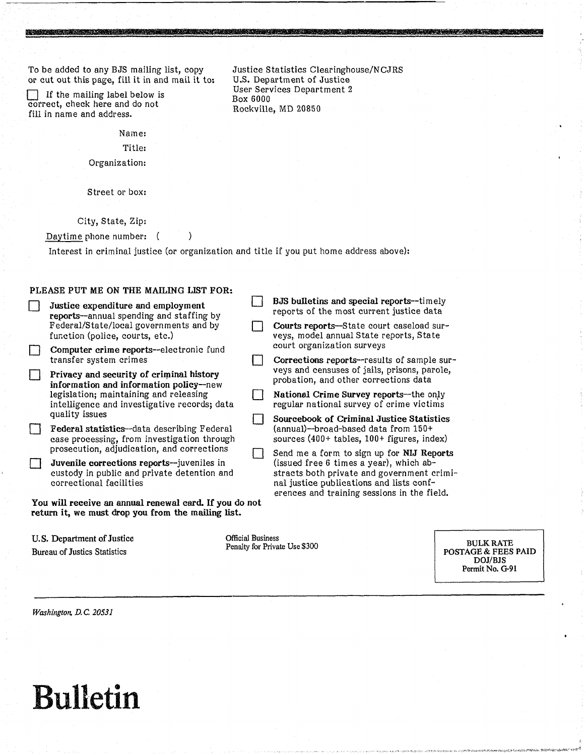To be added to any BJS mailing list, copy or cut out this page, fill it in and mail it to:

Justice Statistics Clearinghouse/NCJRS
U.S. Department of Justice
User Services Department 2
Box 6000
Rockville, MD 20850

☐ If the mailing label below is correct, check here and do not fill in name and address.

Name:

Title:

Organization:

Street or box:

City, State, Zip:

Daytime phone number: (      )

Interest in criminal justice (or organization and title if you put home address above):

**PLEASE PUT ME ON THE MAILING LIST FOR:**

- ☐ **Justice expenditure and employment reports**--annual spending and staffing by Federal/State/local governments and by function (police, courts, etc.)
- ☐ **Computer crime reports**--electronic fund transfer system crimes
- ☐ **Privacy and security of criminal history information and information policy**--new legislation; maintaining and releasing intelligence and investigative records; data quality issues
- ☐ **Federal statistics**--data describing Federal case processing, from investigation through prosecution, adjudication, and corrections
- ☐ **Juvenile corrections reports**--juveniles in custody in public and private detention and correctional facilities
- ☐ **BJS bulletins and special reports**--timely reports of the most current justice data
- ☐ **Courts reports**--State court caseload surveys, model annual State reports, State court organization surveys
- ☐ **Corrections reports**--results of sample surveys and censuses of jails, prisons, parole, probation, and other corrections data
- ☐ **National Crime Survey reports**--the only regular national survey of crime victims
- ☐ **Sourcebook of Criminal Justice Statistics** (annual)--broad-based data from 150+ sources (400+ tables, 100+ figures, index)
- ☐ Send me a form to sign up for **NIJ Reports** (issued free 6 times a year), which abstracts both private and government criminal justice publications and lists conferences and training sessions in the field.

**You will receive an annual renewal card. If you do not return it, we must drop you from the mailing list.**

U.S. Department of Justice
Bureau of Justics Statistics

Official Business
Penalty for Private Use $300

BULK RATE
POSTAGE & FEES PAID
DOJ/BJS
Permit No. G-91

*Washington, D.C. 20531*

# Bulletin